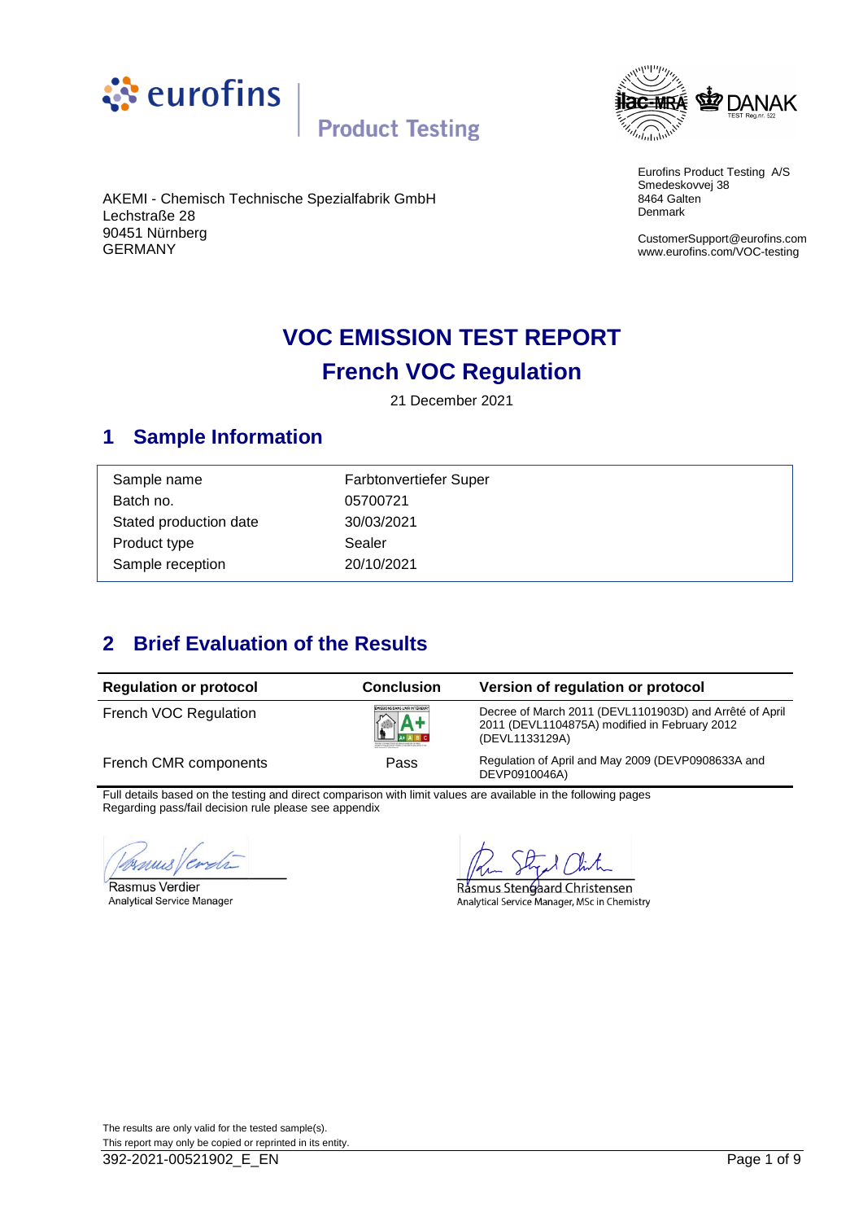AKEMI - Chemisch Technische Spezialfabrik GmbH
Lechstraße 28
90451 Nürnberg
GERMANY

Eurofins Product Testing A/S
Smedeskovvej 38
8464 Galten
Denmark

CustomerSupport@eurofins.com
www.eurofins.com/VOC-testing

# VOC EMISSION TEST REPORT
# French VOC Regulation

21 December 2021

## 1 Sample Information

| | |
|---|---|
| Sample name | Farbtonvertiefer Super |
| Batch no. | 05700721 |
| Stated production date | 30/03/2021 |
| Product type | Sealer |
| Sample reception | 20/10/2021 |

## 2 Brief Evaluation of the Results

| Regulation or protocol | Conclusion | Version of regulation or protocol |
|---|---|---|
| French VOC Regulation | A+ | Decree of March 2011 (DEVL1101903D) and Arrêté of April 2011 (DEVL1104875A) modified in February 2012 (DEVL1133129A) |
| French CMR components | Pass | Regulation of April and May 2009 (DEVP0908633A and DEVP0910046A) |

Full details based on the testing and direct comparison with limit values are available in the following pages
Regarding pass/fail decision rule please see appendix

Rasmus Verdier
Analytical Service Manager

Rasmus Stengaard Christensen
Analytical Service Manager, MSc in Chemistry

The results are only valid for the tested sample(s).
This report may only be copied or reprinted in its entity.

392-2021-00521902_E_EN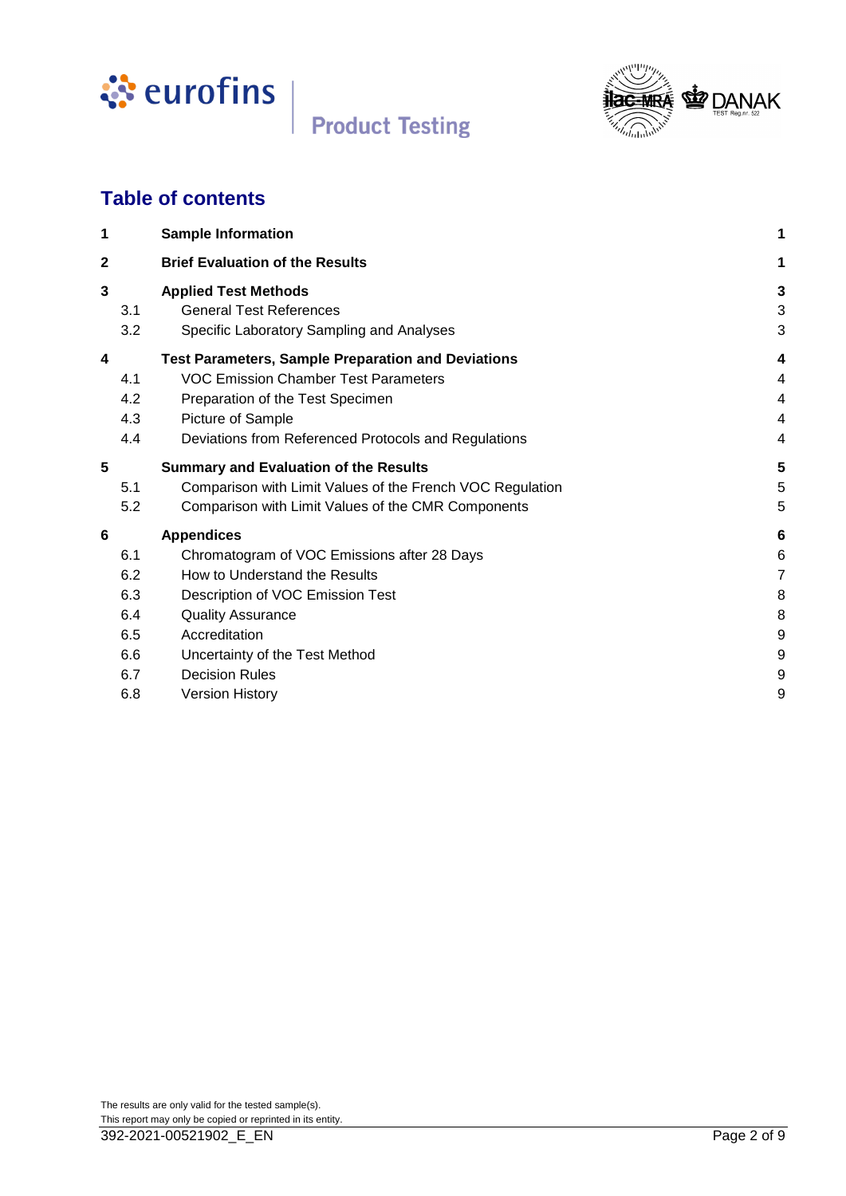## Table of contents

| | | | |
|---|---|---|---|
| **1** | | **Sample Information** | **1** |
| **2** | | **Brief Evaluation of the Results** | **1** |
| **3** | | **Applied Test Methods** | **3** |
| | 3.1 | General Test References | 3 |
| | 3.2 | Specific Laboratory Sampling and Analyses | 3 |
| **4** | | **Test Parameters, Sample Preparation and Deviations** | **4** |
| | 4.1 | VOC Emission Chamber Test Parameters | 4 |
| | 4.2 | Preparation of the Test Specimen | 4 |
| | 4.3 | Picture of Sample | 4 |
| | 4.4 | Deviations from Referenced Protocols and Regulations | 4 |
| **5** | | **Summary and Evaluation of the Results** | **5** |
| | 5.1 | Comparison with Limit Values of the French VOC Regulation | 5 |
| | 5.2 | Comparison with Limit Values of the CMR Components | 5 |
| **6** | | **Appendices** | **6** |
| | 6.1 | Chromatogram of VOC Emissions after 28 Days | 6 |
| | 6.2 | How to Understand the Results | 7 |
| | 6.3 | Description of VOC Emission Test | 8 |
| | 6.4 | Quality Assurance | 8 |
| | 6.5 | Accreditation | 9 |
| | 6.6 | Uncertainty of the Test Method | 9 |
| | 6.7 | Decision Rules | 9 |
| | 6.8 | Version History | 9 |

The results are only valid for the tested sample(s).
This report may only be copied or reprinted in its entity.

392-2021-00521902_E_EN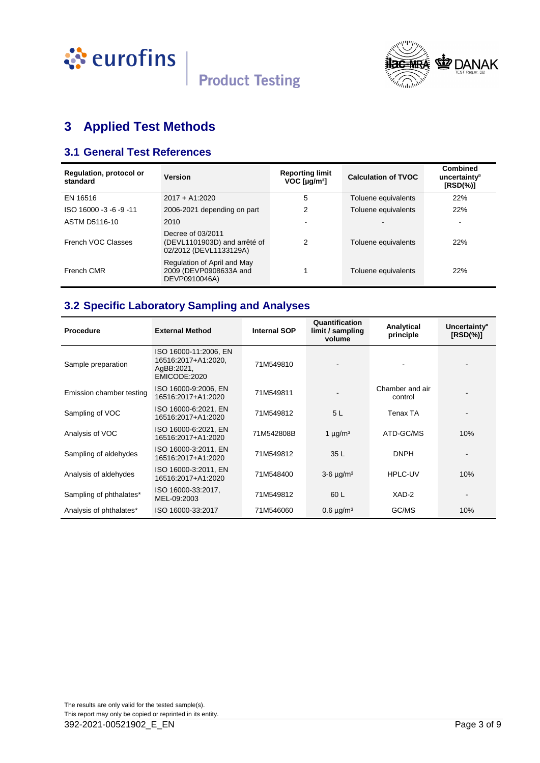# 3 Applied Test Methods

## 3.1 General Test References

| Regulation, protocol or standard | Version | Reporting limit VOC [µg/m³] | Calculation of TVOC | Combined uncertainty[a] [RSD(%)] |
|---|---|---|---|---|
| EN 16516 | 2017 + A1:2020 | 5 | Toluene equivalents | 22% |
| ISO 16000 -3 -6 -9 -11 | 2006-2021 depending on part | 2 | Toluene equivalents | 22% |
| ASTM D5116-10 | 2010 | - | - | - |
| French VOC Classes | Decree of 03/2011 (DEVL1101903D) and arrêté of 02/2012 (DEVL1133129A) | 2 | Toluene equivalents | 22% |
| French CMR | Regulation of April and May 2009 (DEVP0908633A and DEVP0910046A) | 1 | Toluene equivalents | 22% |

## 3.2 Specific Laboratory Sampling and Analyses

| Procedure | External Method | Internal SOP | Quantification limit / sampling volume | Analytical principle | Uncertainty[a] [RSD(%)] |
|---|---|---|---|---|---|
| Sample preparation | ISO 16000-11:2006, EN 16516:2017+A1:2020, AgBB:2021, EMICODE:2020 | 71M549810 | - | - | - |
| Emission chamber testing | ISO 16000-9:2006, EN 16516:2017+A1:2020 | 71M549811 | - | Chamber and air control | - |
| Sampling of VOC | ISO 16000-6:2021, EN 16516:2017+A1:2020 | 71M549812 | 5 L | Tenax TA | - |
| Analysis of VOC | ISO 16000-6:2021, EN 16516:2017+A1:2020 | 71M542808B | 1 µg/m³ | ATD-GC/MS | 10% |
| Sampling of aldehydes | ISO 16000-3:2011, EN 16516:2017+A1:2020 | 71M549812 | 35 L | DNPH | - |
| Analysis of aldehydes | ISO 16000-3:2011, EN 16516:2017+A1:2020 | 71M548400 | 3-6 µg/m³ | HPLC-UV | 10% |
| Sampling of phthalates* | ISO 16000-33:2017, MEL-09:2003 | 71M549812 | 60 L | XAD-2 | - |
| Analysis of phthalates* | ISO 16000-33:2017 | 71M546060 | 0.6 µg/m³ | GC/MS | 10% |

The results are only valid for the tested sample(s).
This report may only be copied or reprinted in its entity.

392-2021-00521902_E_EN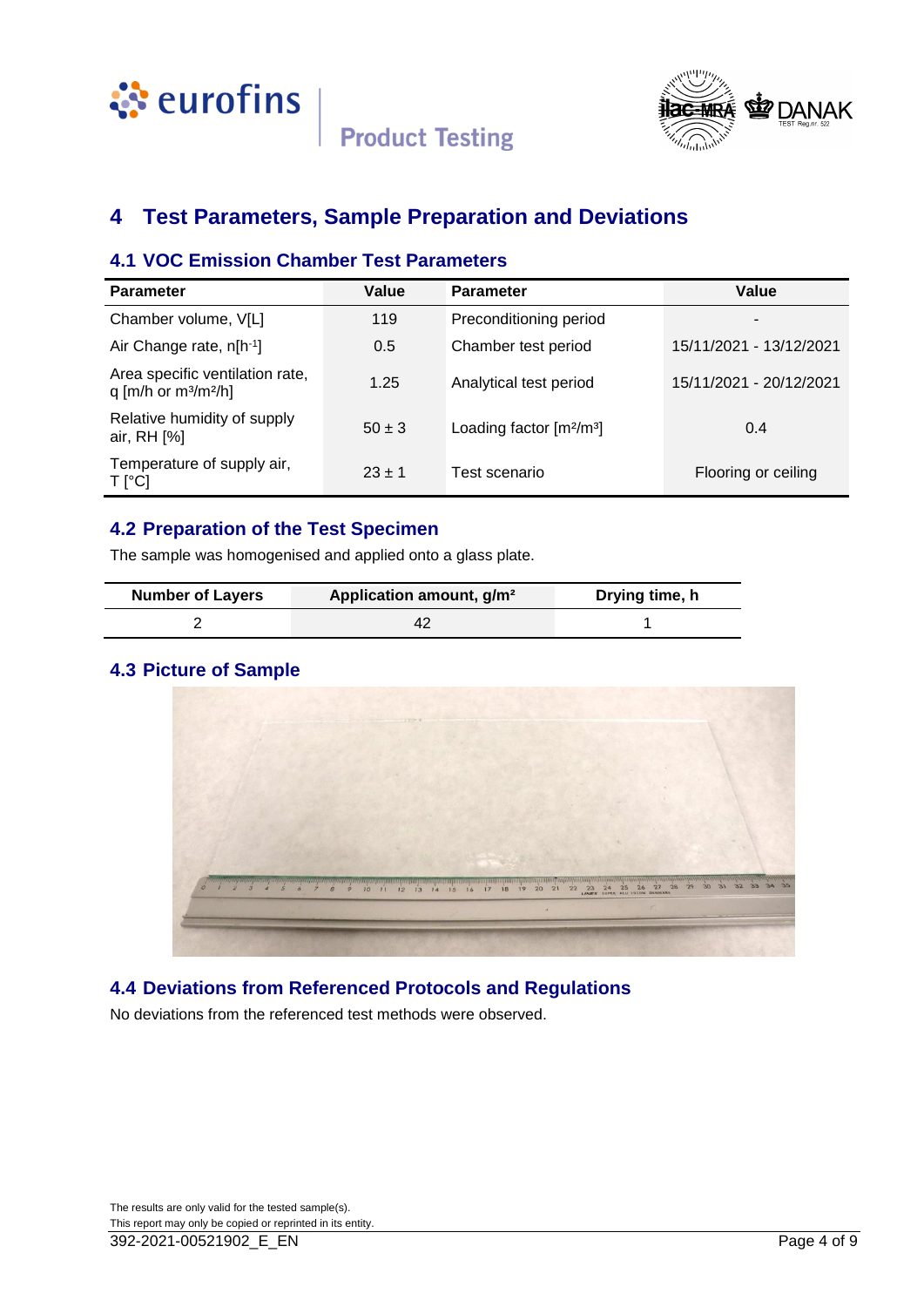# 4 Test Parameters, Sample Preparation and Deviations

## 4.1 VOC Emission Chamber Test Parameters

| Parameter | Value | Parameter | Value |
|---|---|---|---|
| Chamber volume, V[L] | 119 | Preconditioning period | - |
| Air Change rate, n[$h^{-1}$] | 0.5 | Chamber test period | 15/11/2021 - 13/12/2021 |
| Area specific ventilation rate, q [m/h or $m^3/m^2/h$] | 1.25 | Analytical test period | 15/11/2021 - 20/12/2021 |
| Relative humidity of supply air, RH [%] | 50 ± 3 | Loading factor [$m^2/m^3$] | 0.4 |
| Temperature of supply air, T [°C] | 23 ± 1 | Test scenario | Flooring or ceiling |

## 4.2 Preparation of the Test Specimen

The sample was homogenised and applied onto a glass plate.

| Number of Layers | Application amount, g/m² | Drying time, h |
|---|---|---|
| 2 | 42 | 1 |

## 4.3 Picture of Sample

## 4.4 Deviations from Referenced Protocols and Regulations

No deviations from the referenced test methods were observed.

The results are only valid for the tested sample(s).
This report may only be copied or reprinted in its entity.

392-2021-00521902_E_EN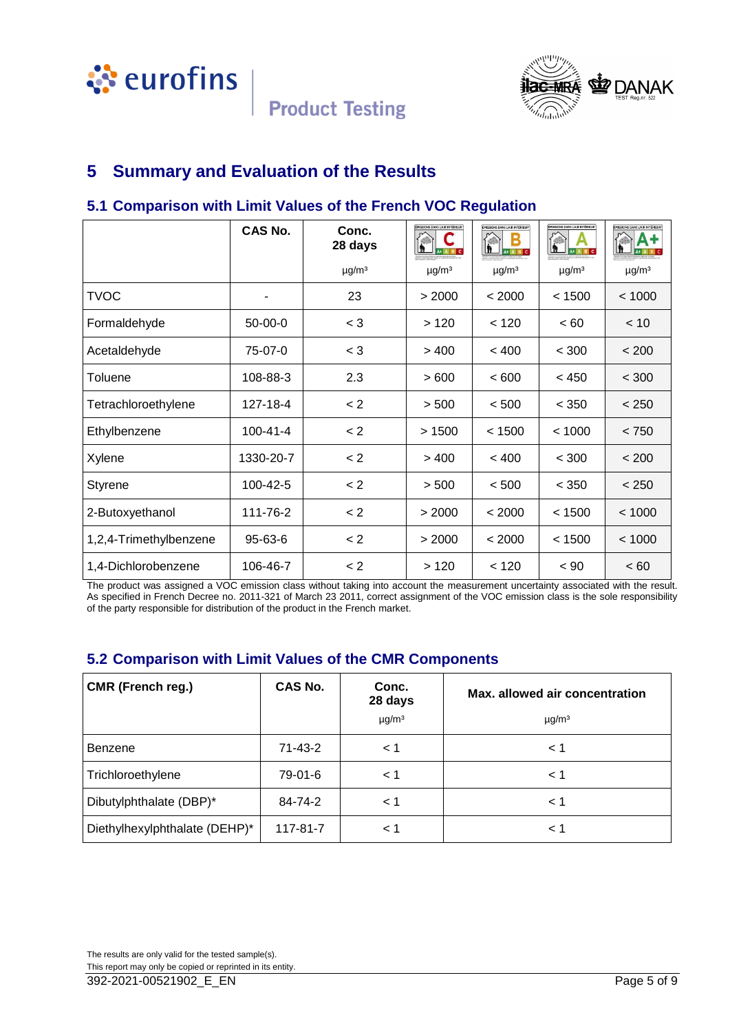## 5 Summary and Evaluation of the Results

### 5.1 Comparison with Limit Values of the French VOC Regulation

| | CAS No. | Conc. 28 days | C | B | A | A+ |
|---|---|---|---|---|---|---|
| | | µg/m³ | µg/m³ | µg/m³ | µg/m³ | µg/m³ |
| TVOC | - | 23 | > 2000 | < 2000 | < 1500 | < 1000 |
| Formaldehyde | 50-00-0 | < 3 | > 120 | < 120 | < 60 | < 10 |
| Acetaldehyde | 75-07-0 | < 3 | > 400 | < 400 | < 300 | < 200 |
| Toluene | 108-88-3 | 2.3 | > 600 | < 600 | < 450 | < 300 |
| Tetrachloroethylene | 127-18-4 | < 2 | > 500 | < 500 | < 350 | < 250 |
| Ethylbenzene | 100-41-4 | < 2 | > 1500 | < 1500 | < 1000 | < 750 |
| Xylene | 1330-20-7 | < 2 | > 400 | < 400 | < 300 | < 200 |
| Styrene | 100-42-5 | < 2 | > 500 | < 500 | < 350 | < 250 |
| 2-Butoxyethanol | 111-76-2 | < 2 | > 2000 | < 2000 | < 1500 | < 1000 |
| 1,2,4-Trimethylbenzene | 95-63-6 | < 2 | > 2000 | < 2000 | < 1500 | < 1000 |
| 1,4-Dichlorobenzene | 106-46-7 | < 2 | > 120 | < 120 | < 90 | < 60 |

The product was assigned a VOC emission class without taking into account the measurement uncertainty associated with the result. As specified in French Decree no. 2011-321 of March 23 2011, correct assignment of the VOC emission class is the sole responsibility of the party responsible for distribution of the product in the French market.

### 5.2 Comparison with Limit Values of the CMR Components

| CMR (French reg.) | CAS No. | Conc. 28 days µg/m³ | Max. allowed air concentration µg/m³ |
|---|---|---|---|
| Benzene | 71-43-2 | < 1 | < 1 |
| Trichloroethylene | 79-01-6 | < 1 | < 1 |
| Dibutylphthalate (DBP)* | 84-74-2 | < 1 | < 1 |
| Diethylhexylphthalate (DEHP)* | 117-81-7 | < 1 | < 1 |

The results are only valid for the tested sample(s).
This report may only be copied or reprinted in its entity.
392-2021-00521902_E_EN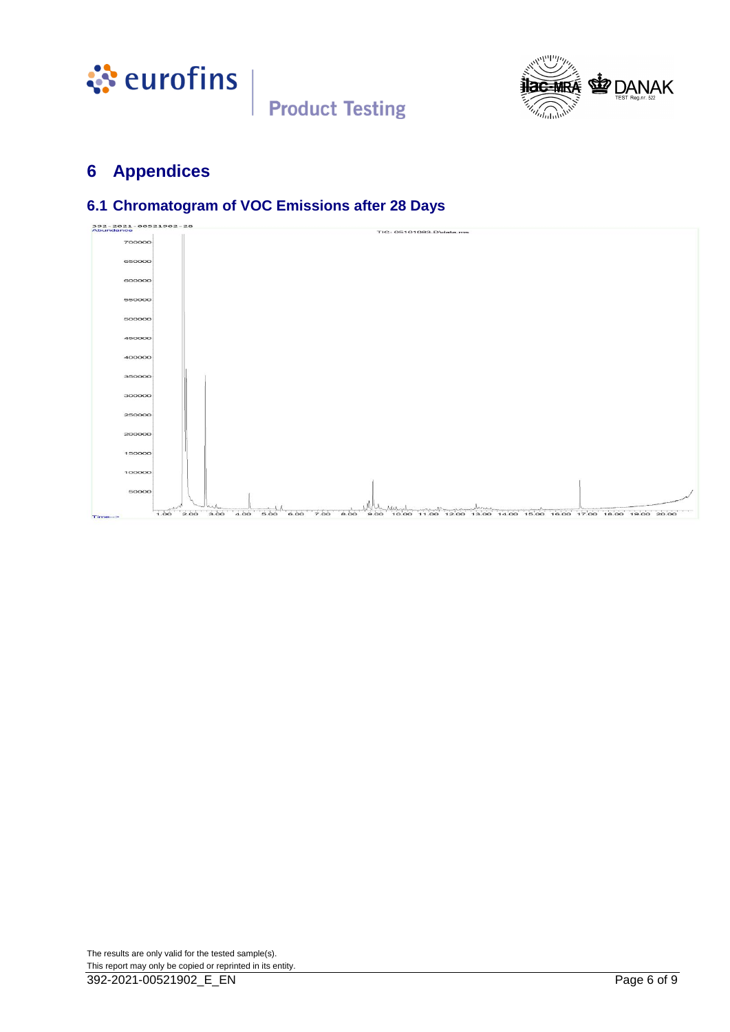# 6 Appendices

## 6.1 Chromatogram of VOC Emissions after 28 Days

The results are only valid for the tested sample(s).
This report may only be copied or reprinted in its entity.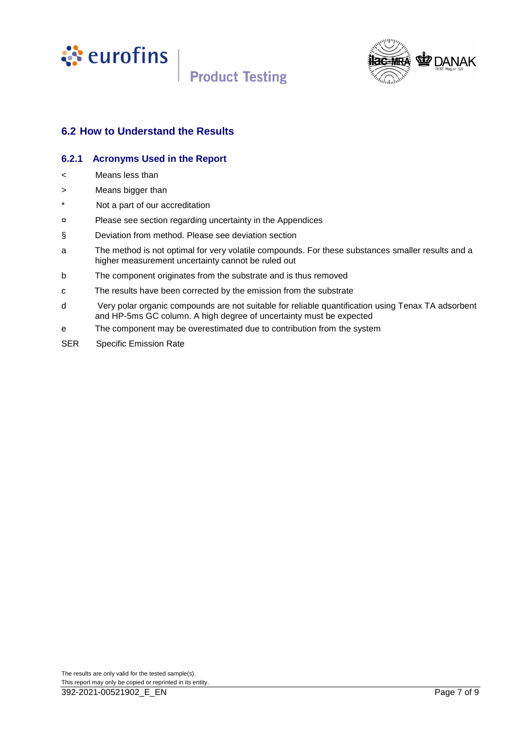## 6.2 How to Understand the Results

### 6.2.1 Acronyms Used in the Report

| | |
|---|---|
| < | Means less than |
| > | Means bigger than |
| * | Not a part of our accreditation |
| ¤ | Please see section regarding uncertainty in the Appendices |
| § | Deviation from method. Please see deviation section |
| a | The method is not optimal for very volatile compounds. For these substances smaller results and a higher measurement uncertainty cannot be ruled out |
| b | The component originates from the substrate and is thus removed |
| c | The results have been corrected by the emission from the substrate |
| d | Very polar organic compounds are not suitable for reliable quantification using Tenax TA adsorbent and HP-5ms GC column. A high degree of uncertainty must be expected |
| e | The component may be overestimated due to contribution from the system |
| SER | Specific Emission Rate |

The results are only valid for the tested sample(s).
This report may only be copied or reprinted in its entity.

392-2021-00521902_E_EN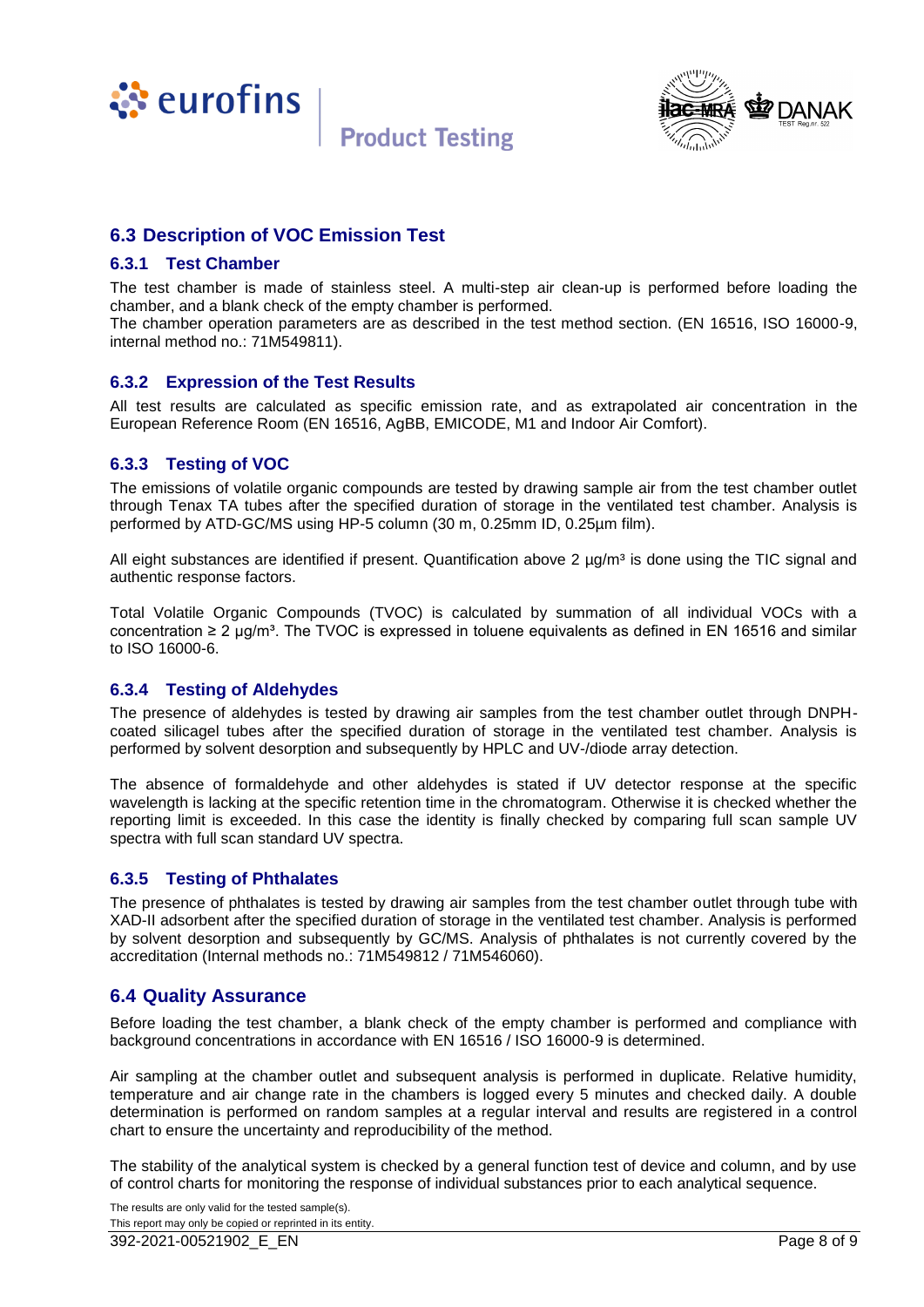## 6.3 Description of VOC Emission Test

### 6.3.1 Test Chamber

The test chamber is made of stainless steel. A multi-step air clean-up is performed before loading the chamber, and a blank check of the empty chamber is performed.

The chamber operation parameters are as described in the test method section. (EN 16516, ISO 16000-9, internal method no.: 71M549811).

### 6.3.2 Expression of the Test Results

All test results are calculated as specific emission rate, and as extrapolated air concentration in the European Reference Room (EN 16516, AgBB, EMICODE, M1 and Indoor Air Comfort).

### 6.3.3 Testing of VOC

The emissions of volatile organic compounds are tested by drawing sample air from the test chamber outlet through Tenax TA tubes after the specified duration of storage in the ventilated test chamber. Analysis is performed by ATD-GC/MS using HP-5 column (30 m, 0.25mm ID, 0.25µm film).

All eight substances are identified if present. Quantification above 2 µg/m³ is done using the TIC signal and authentic response factors.

Total Volatile Organic Compounds (TVOC) is calculated by summation of all individual VOCs with a concentration ≥ 2 µg/m³. The TVOC is expressed in toluene equivalents as defined in EN 16516 and similar to ISO 16000-6.

### 6.3.4 Testing of Aldehydes

The presence of aldehydes is tested by drawing air samples from the test chamber outlet through DNPH-coated silicagel tubes after the specified duration of storage in the ventilated test chamber. Analysis is performed by solvent desorption and subsequently by HPLC and UV-/diode array detection.

The absence of formaldehyde and other aldehydes is stated if UV detector response at the specific wavelength is lacking at the specific retention time in the chromatogram. Otherwise it is checked whether the reporting limit is exceeded. In this case the identity is finally checked by comparing full scan sample UV spectra with full scan standard UV spectra.

### 6.3.5 Testing of Phthalates

The presence of phthalates is tested by drawing air samples from the test chamber outlet through tube with XAD-II adsorbent after the specified duration of storage in the ventilated test chamber. Analysis is performed by solvent desorption and subsequently by GC/MS. Analysis of phthalates is not currently covered by the accreditation (Internal methods no.: 71M549812 / 71M546060).

## 6.4 Quality Assurance

Before loading the test chamber, a blank check of the empty chamber is performed and compliance with background concentrations in accordance with EN 16516 / ISO 16000-9 is determined.

Air sampling at the chamber outlet and subsequent analysis is performed in duplicate. Relative humidity, temperature and air change rate in the chambers is logged every 5 minutes and checked daily. A double determination is performed on random samples at a regular interval and results are registered in a control chart to ensure the uncertainty and reproducibility of the method.

The stability of the analytical system is checked by a general function test of device and column, and by use of control charts for monitoring the response of individual substances prior to each analytical sequence.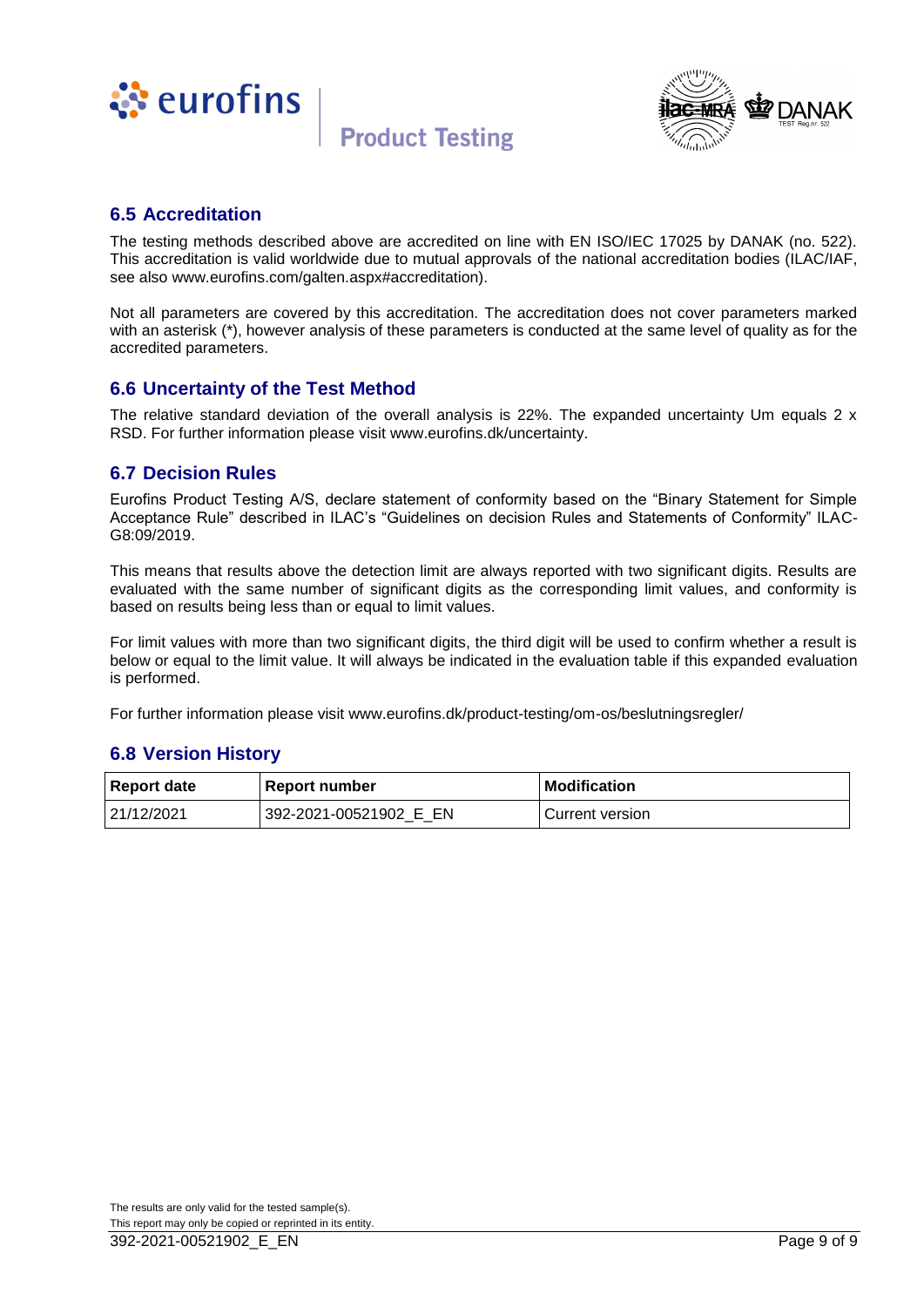## 6.5 Accreditation

The testing methods described above are accredited on line with EN ISO/IEC 17025 by DANAK (no. 522). This accreditation is valid worldwide due to mutual approvals of the national accreditation bodies (ILAC/IAF, see also www.eurofins.com/galten.aspx#accreditation).

Not all parameters are covered by this accreditation. The accreditation does not cover parameters marked with an asterisk (*), however analysis of these parameters is conducted at the same level of quality as for the accredited parameters.

## 6.6 Uncertainty of the Test Method

The relative standard deviation of the overall analysis is 22%. The expanded uncertainty Um equals 2 x RSD. For further information please visit www.eurofins.dk/uncertainty.

## 6.7 Decision Rules

Eurofins Product Testing A/S, declare statement of conformity based on the "Binary Statement for Simple Acceptance Rule" described in ILAC's "Guidelines on decision Rules and Statements of Conformity" ILAC-G8:09/2019.

This means that results above the detection limit are always reported with two significant digits. Results are evaluated with the same number of significant digits as the corresponding limit values, and conformity is based on results being less than or equal to limit values.

For limit values with more than two significant digits, the third digit will be used to confirm whether a result is below or equal to the limit value. It will always be indicated in the evaluation table if this expanded evaluation is performed.

For further information please visit www.eurofins.dk/product-testing/om-os/beslutningsregler/

## 6.8 Version History

| Report date | Report number | Modification |
|---|---|---|
| 21/12/2021 | 392-2021-00521902_E_EN | Current version |

The results are only valid for the tested sample(s).
This report may only be copied or reprinted in its entity.